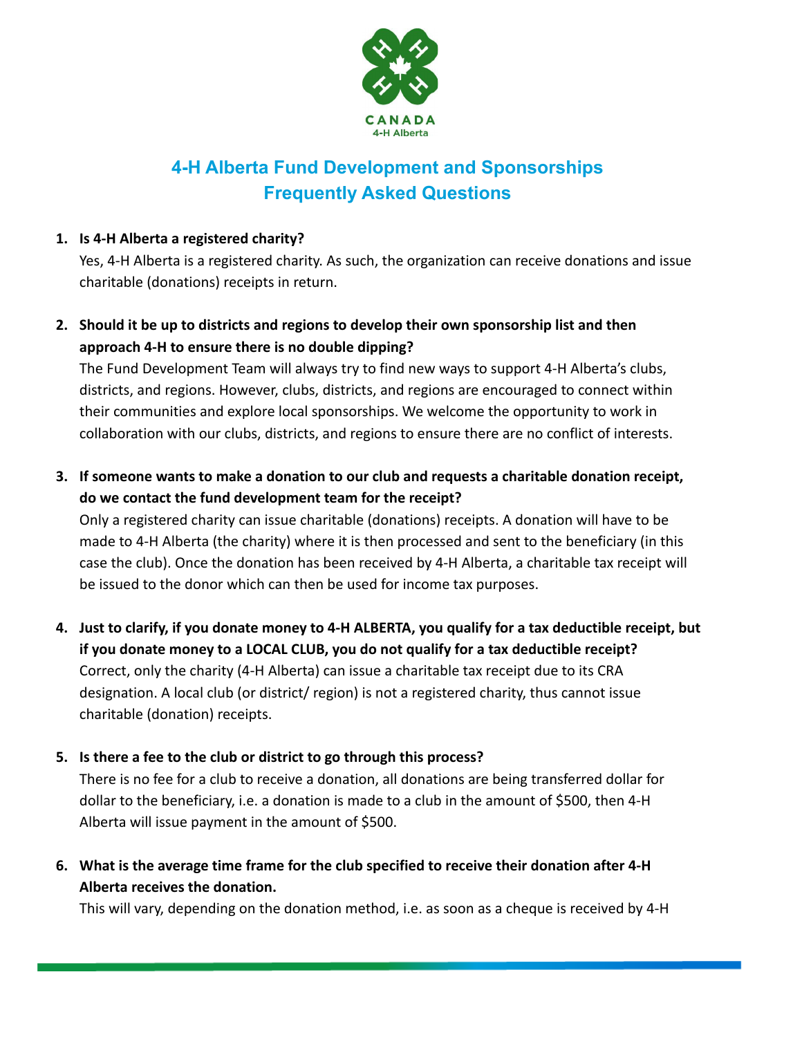# 4-H Alberta Fund Development and Sponsorships Frequently Asked Questions

1. **Is 4-H Alberta a registered charity?**
   Yes, 4-H Alberta is a registered charity. As such, the organization can receive donations and issue charitable (donations) receipts in return.

2. **Should it be up to districts and regions to develop their own sponsorship list and then approach 4-H to ensure there is no double dipping?**
   The Fund Development Team will always try to find new ways to support 4-H Alberta's clubs, districts, and regions. However, clubs, districts, and regions are encouraged to connect within their communities and explore local sponsorships. We welcome the opportunity to work in collaboration with our clubs, districts, and regions to ensure there are no conflict of interests.

3. **If someone wants to make a donation to our club and requests a charitable donation receipt, do we contact the fund development team for the receipt?**
   Only a registered charity can issue charitable (donations) receipts. A donation will have to be made to 4-H Alberta (the charity) where it is then processed and sent to the beneficiary (in this case the club). Once the donation has been received by 4-H Alberta, a charitable tax receipt will be issued to the donor which can then be used for income tax purposes.

4. **Just to clarify, if you donate money to 4-H ALBERTA, you qualify for a tax deductible receipt, but if you donate money to a LOCAL CLUB, you do not qualify for a tax deductible receipt?**
   Correct, only the charity (4-H Alberta) can issue a charitable tax receipt due to its CRA designation. A local club (or district/ region) is not a registered charity, thus cannot issue charitable (donation) receipts.

5. **Is there a fee to the club or district to go through this process?**
   There is no fee for a club to receive a donation, all donations are being transferred dollar for dollar to the beneficiary, i.e. a donation is made to a club in the amount of $500, then 4-H Alberta will issue payment in the amount of $500.

6. **What is the average time frame for the club specified to receive their donation after 4-H Alberta receives the donation.**
   This will vary, depending on the donation method, i.e. as soon as a cheque is received by 4-H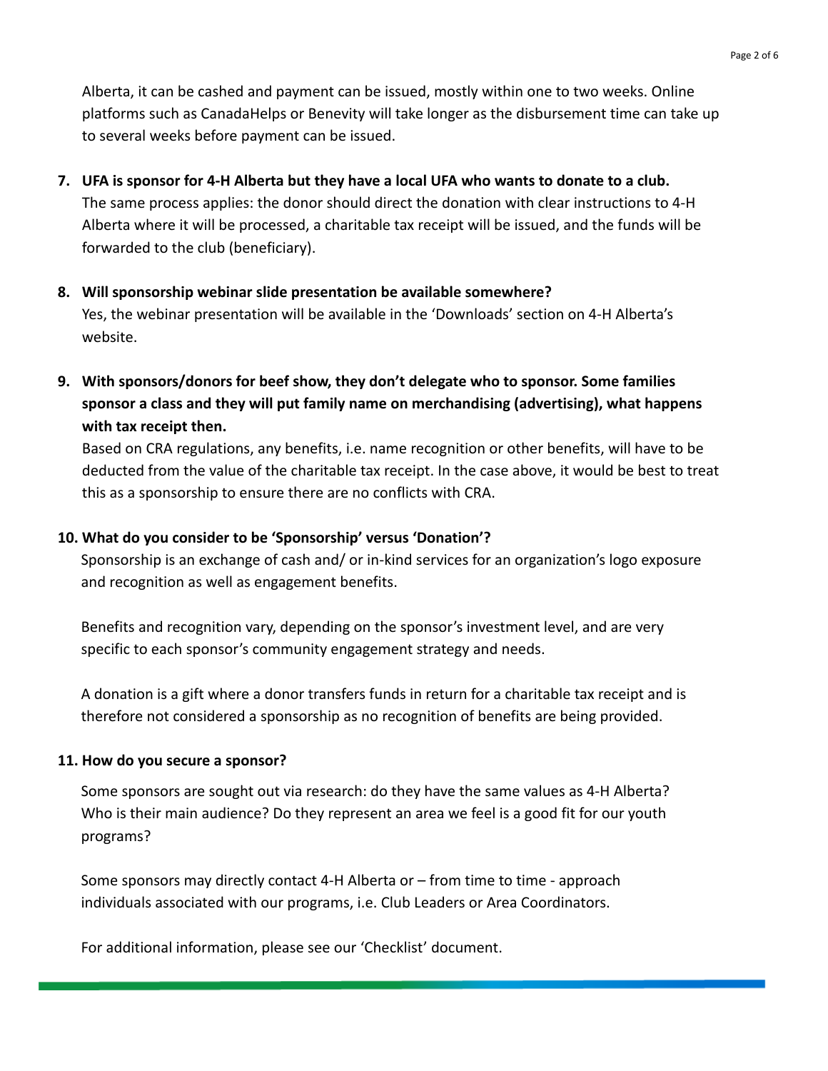Alberta, it can be cashed and payment can be issued, mostly within one to two weeks. Online platforms such as CanadaHelps or Benevity will take longer as the disbursement time can take up to several weeks before payment can be issued.

7. **UFA is sponsor for 4-H Alberta but they have a local UFA who wants to donate to a club.**
   The same process applies: the donor should direct the donation with clear instructions to 4-H Alberta where it will be processed, a charitable tax receipt will be issued, and the funds will be forwarded to the club (beneficiary).

8. **Will sponsorship webinar slide presentation be available somewhere?**
   Yes, the webinar presentation will be available in the 'Downloads' section on 4-H Alberta's website.

9. **With sponsors/donors for beef show, they don't delegate who to sponsor. Some families sponsor a class and they will put family name on merchandising (advertising), what happens with tax receipt then.**
   Based on CRA regulations, any benefits, i.e. name recognition or other benefits, will have to be deducted from the value of the charitable tax receipt. In the case above, it would be best to treat this as a sponsorship to ensure there are no conflicts with CRA.

10. **What do you consider to be 'Sponsorship' versus 'Donation'?**
    Sponsorship is an exchange of cash and/ or in-kind services for an organization's logo exposure and recognition as well as engagement benefits.

    Benefits and recognition vary, depending on the sponsor's investment level, and are very specific to each sponsor's community engagement strategy and needs.

    A donation is a gift where a donor transfers funds in return for a charitable tax receipt and is therefore not considered a sponsorship as no recognition of benefits are being provided.

11. **How do you secure a sponsor?**

    Some sponsors are sought out via research: do they have the same values as 4-H Alberta? Who is their main audience? Do they represent an area we feel is a good fit for our youth programs?

    Some sponsors may directly contact 4-H Alberta or – from time to time - approach individuals associated with our programs, i.e. Club Leaders or Area Coordinators.

    For additional information, please see our 'Checklist' document.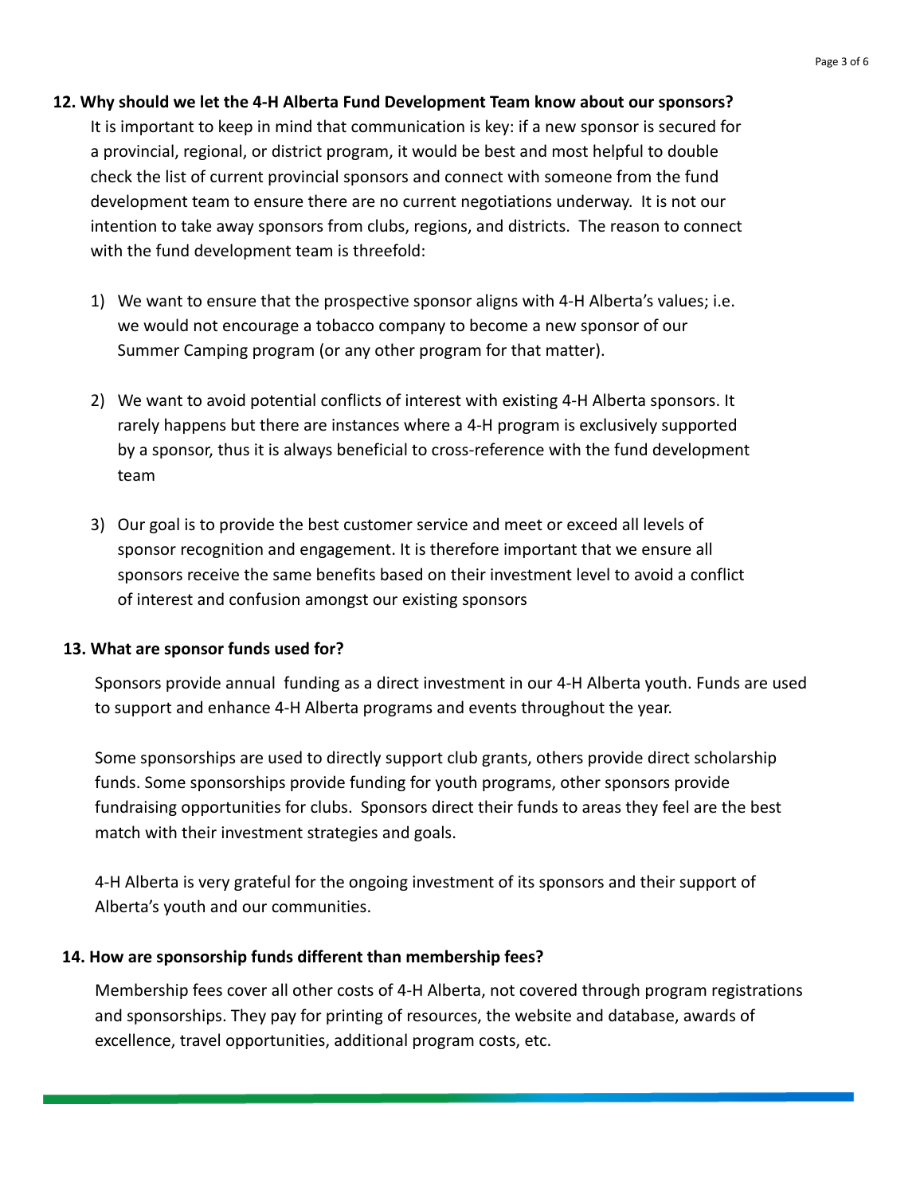**12. Why should we let the 4-H Alberta Fund Development Team know about our sponsors?**

It is important to keep in mind that communication is key: if a new sponsor is secured for a provincial, regional, or district program, it would be best and most helpful to double check the list of current provincial sponsors and connect with someone from the fund development team to ensure there are no current negotiations underway. It is not our intention to take away sponsors from clubs, regions, and districts. The reason to connect with the fund development team is threefold:

1) We want to ensure that the prospective sponsor aligns with 4-H Alberta's values; i.e. we would not encourage a tobacco company to become a new sponsor of our Summer Camping program (or any other program for that matter).

2) We want to avoid potential conflicts of interest with existing 4-H Alberta sponsors. It rarely happens but there are instances where a 4-H program is exclusively supported by a sponsor, thus it is always beneficial to cross-reference with the fund development team

3) Our goal is to provide the best customer service and meet or exceed all levels of sponsor recognition and engagement. It is therefore important that we ensure all sponsors receive the same benefits based on their investment level to avoid a conflict of interest and confusion amongst our existing sponsors

**13. What are sponsor funds used for?**

Sponsors provide annual funding as a direct investment in our 4-H Alberta youth. Funds are used to support and enhance 4-H Alberta programs and events throughout the year.

Some sponsorships are used to directly support club grants, others provide direct scholarship funds. Some sponsorships provide funding for youth programs, other sponsors provide fundraising opportunities for clubs. Sponsors direct their funds to areas they feel are the best match with their investment strategies and goals.

4-H Alberta is very grateful for the ongoing investment of its sponsors and their support of Alberta's youth and our communities.

**14. How are sponsorship funds different than membership fees?**

Membership fees cover all other costs of 4-H Alberta, not covered through program registrations and sponsorships. They pay for printing of resources, the website and database, awards of excellence, travel opportunities, additional program costs, etc.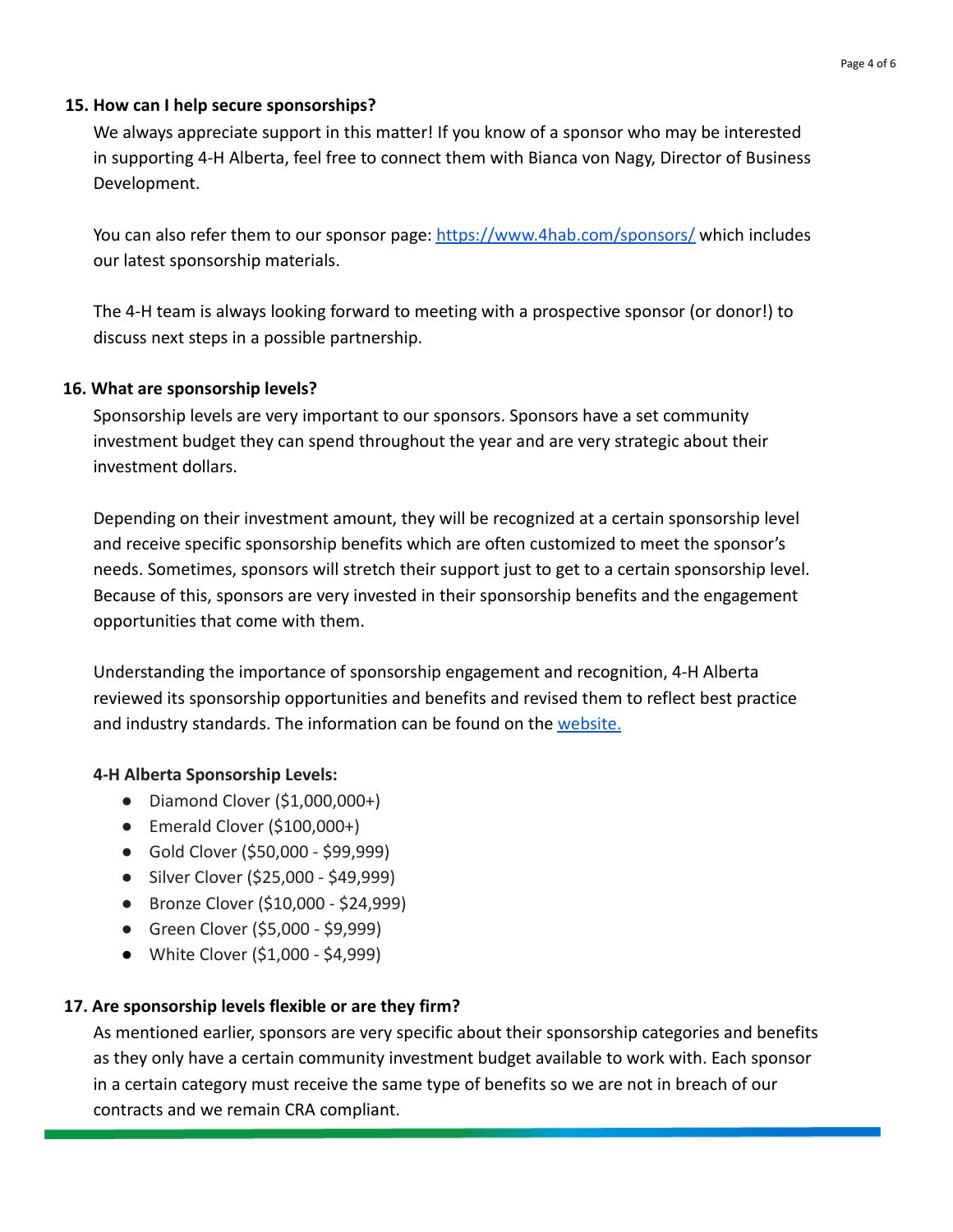### 15. How can I help secure sponsorships?

We always appreciate support in this matter! If you know of a sponsor who may be interested in supporting 4-H Alberta, feel free to connect them with Bianca von Nagy, Director of Business Development.

You can also refer them to our sponsor page: [https://www.4hab.com/sponsors/](https://www.4hab.com/sponsors/) which includes our latest sponsorship materials.

The 4-H team is always looking forward to meeting with a prospective sponsor (or donor!) to discuss next steps in a possible partnership.

### 16. What are sponsorship levels?

Sponsorship levels are very important to our sponsors. Sponsors have a set community investment budget they can spend throughout the year and are very strategic about their investment dollars.

Depending on their investment amount, they will be recognized at a certain sponsorship level and receive specific sponsorship benefits which are often customized to meet the sponsor's needs. Sometimes, sponsors will stretch their support just to get to a certain sponsorship level. Because of this, sponsors are very invested in their sponsorship benefits and the engagement opportunities that come with them.

Understanding the importance of sponsorship engagement and recognition, 4-H Alberta reviewed its sponsorship opportunities and benefits and revised them to reflect best practice and industry standards. The information can be found on the website.

**4-H Alberta Sponsorship Levels:**

- Diamond Clover ($1,000,000+)
- Emerald Clover ($100,000+)
- Gold Clover ($50,000 - $99,999)
- Silver Clover ($25,000 - $49,999)
- Bronze Clover ($10,000 - $24,999)
- Green Clover ($5,000 - $9,999)
- White Clover ($1,000 - $4,999)

### 17. Are sponsorship levels flexible or are they firm?

As mentioned earlier, sponsors are very specific about their sponsorship categories and benefits as they only have a certain community investment budget available to work with. Each sponsor in a certain category must receive the same type of benefits so we are not in breach of our contracts and we remain CRA compliant.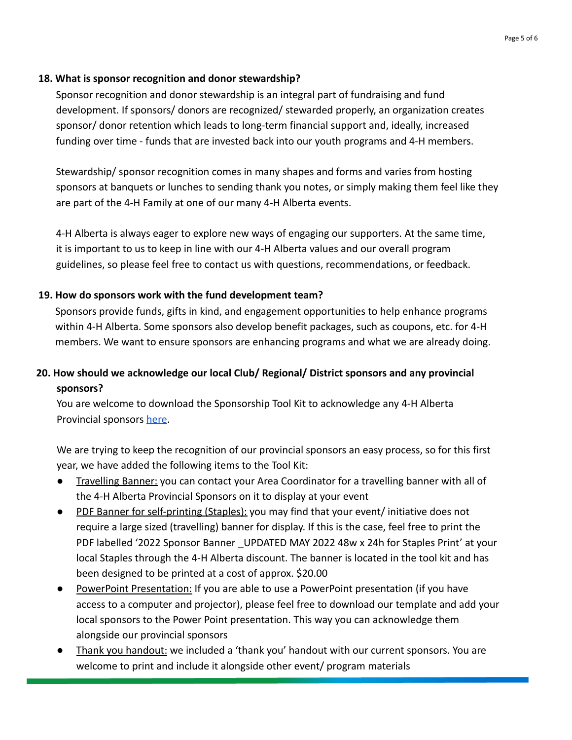**18. What is sponsor recognition and donor stewardship?**

Sponsor recognition and donor stewardship is an integral part of fundraising and fund development. If sponsors/ donors are recognized/ stewarded properly, an organization creates sponsor/ donor retention which leads to long-term financial support and, ideally, increased funding over time - funds that are invested back into our youth programs and 4-H members.

Stewardship/ sponsor recognition comes in many shapes and forms and varies from hosting sponsors at banquets or lunches to sending thank you notes, or simply making them feel like they are part of the 4-H Family at one of our many 4-H Alberta events.

4-H Alberta is always eager to explore new ways of engaging our supporters. At the same time, it is important to us to keep in line with our 4-H Alberta values and our overall program guidelines, so please feel free to contact us with questions, recommendations, or feedback.

**19. How do sponsors work with the fund development team?**

Sponsors provide funds, gifts in kind, and engagement opportunities to help enhance programs within 4-H Alberta. Some sponsors also develop benefit packages, such as coupons, etc. for 4-H members. We want to ensure sponsors are enhancing programs and what we are already doing.

**20. How should we acknowledge our local Club/ Regional/ District sponsors and any provincial sponsors?**

You are welcome to download the Sponsorship Tool Kit to acknowledge any 4-H Alberta Provincial sponsors here.

We are trying to keep the recognition of our provincial sponsors an easy process, so for this first year, we have added the following items to the Tool Kit:

- Travelling Banner: you can contact your Area Coordinator for a travelling banner with all of the 4-H Alberta Provincial Sponsors on it to display at your event
- PDF Banner for self-printing (Staples): you may find that your event/ initiative does not require a large sized (travelling) banner for display. If this is the case, feel free to print the PDF labelled '2022 Sponsor Banner _UPDATED MAY 2022 48w x 24h for Staples Print' at your local Staples through the 4-H Alberta discount. The banner is located in the tool kit and has been designed to be printed at a cost of approx. $20.00
- PowerPoint Presentation: If you are able to use a PowerPoint presentation (if you have access to a computer and projector), please feel free to download our template and add your local sponsors to the Power Point presentation. This way you can acknowledge them alongside our provincial sponsors
- Thank you handout: we included a 'thank you' handout with our current sponsors. You are welcome to print and include it alongside other event/ program materials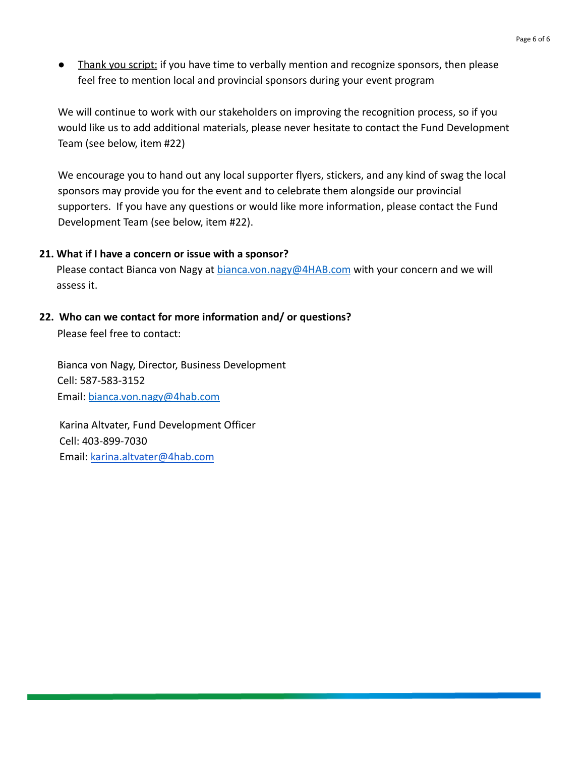- Thank you script: if you have time to verbally mention and recognize sponsors, then please feel free to mention local and provincial sponsors during your event program

We will continue to work with our stakeholders on improving the recognition process, so if you would like us to add additional materials, please never hesitate to contact the Fund Development Team (see below, item #22)

We encourage you to hand out any local supporter flyers, stickers, and any kind of swag the local sponsors may provide you for the event and to celebrate them alongside our provincial supporters. If you have any questions or would like more information, please contact the Fund Development Team (see below, item #22).

**21. What if I have a concern or issue with a sponsor?**

Please contact Bianca von Nagy at bianca.von.nagy@4HAB.com with your concern and we will assess it.

**22. Who can we contact for more information and/ or questions?**

Please feel free to contact:

Bianca von Nagy, Director, Business Development
Cell: 587-583-3152
Email: bianca.von.nagy@4hab.com

Karina Altvater, Fund Development Officer
Cell: 403-899-7030
Email: karina.altvater@4hab.com